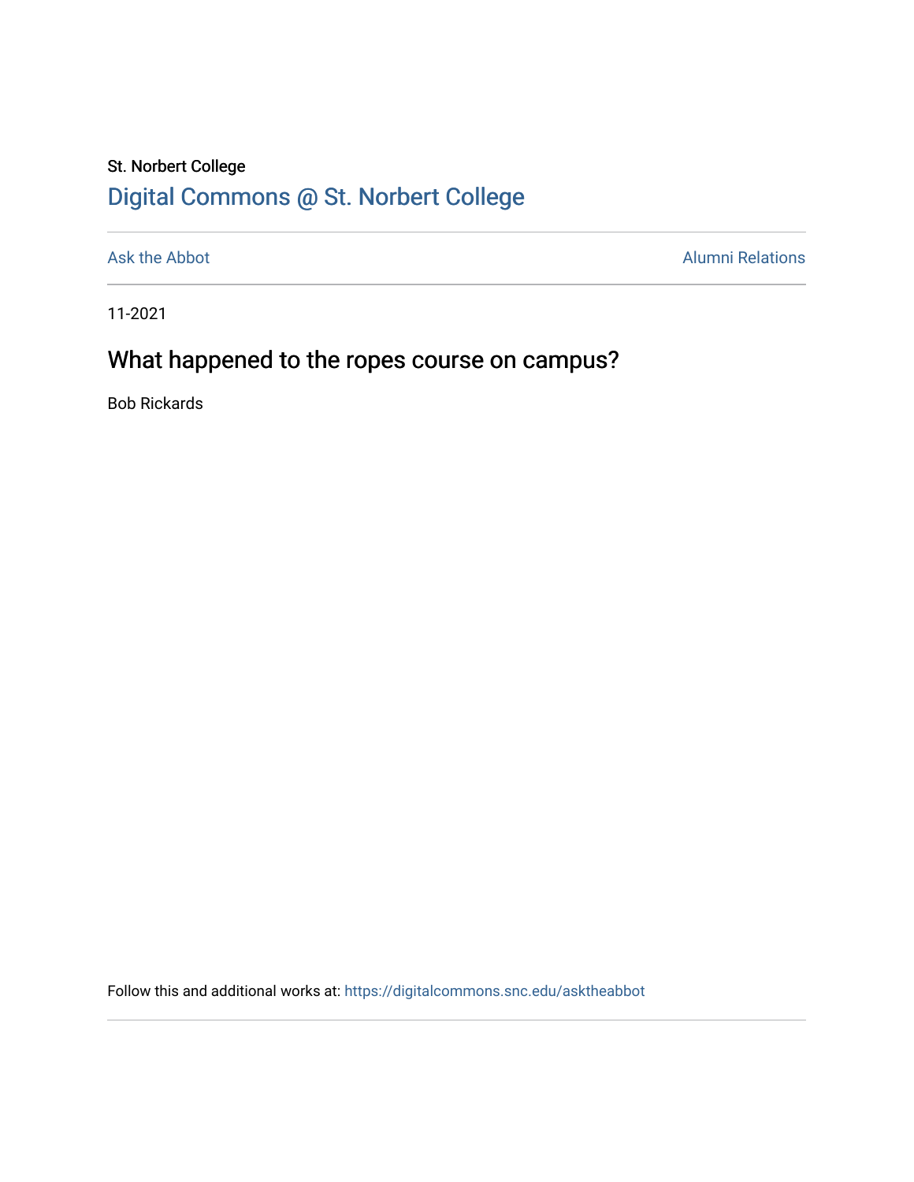St. Norbert College

# Digital Commons @ St. Norbert College

Ask the Abbot | Alumni Relations

11-2021

## What happened to the ropes course on campus?

Bob Rickards

Follow this and additional works at: https://digitalcommons.snc.edu/asktheabbot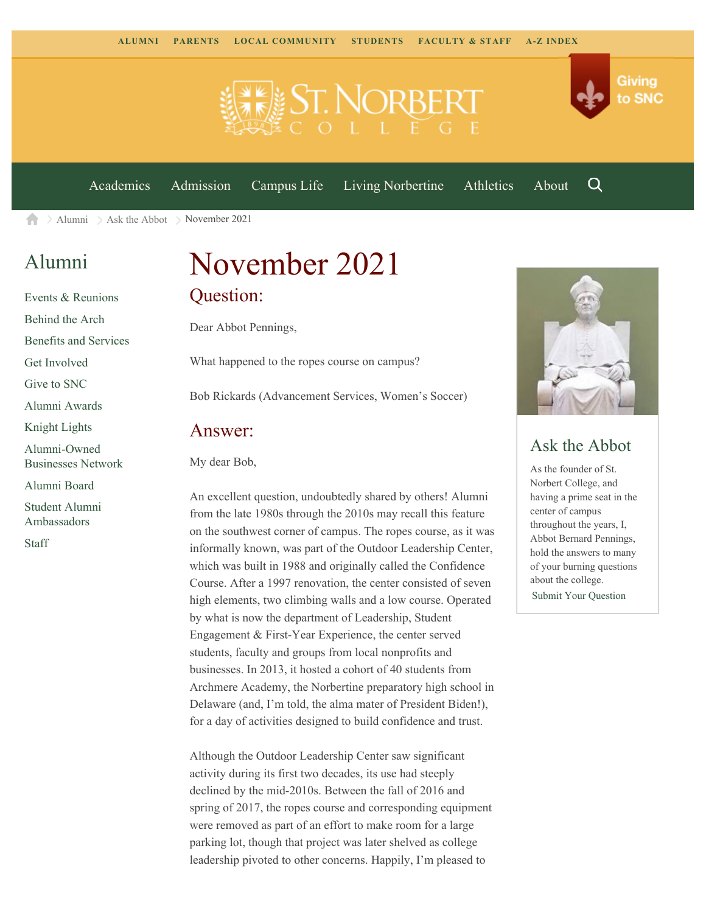ALUMNI PARENTS LOCAL COMMUNITY STUDENTS FACULTY & STAFF A-Z INDEX

Giving to SNC

Academics Admission Campus Life Living Norbertine Athletics About

Alumni > Ask the Abbot > November 2021

## Alumni

- Events & Reunions
- Behind the Arch
- Benefits and Services
- Get Involved
- Give to SNC
- Alumni Awards
- Knight Lights
- Alumni-Owned Businesses Network
- Alumni Board
- Student Alumni Ambassadors
- Staff

# November 2021

## Question:

Dear Abbot Pennings,

What happened to the ropes course on campus?

Bob Rickards (Advancement Services, Women's Soccer)

## Answer:

My dear Bob,

An excellent question, undoubtedly shared by others! Alumni from the late 1980s through the 2010s may recall this feature on the southwest corner of campus. The ropes course, as it was informally known, was part of the Outdoor Leadership Center, which was built in 1988 and originally called the Confidence Course. After a 1997 renovation, the center consisted of seven high elements, two climbing walls and a low course. Operated by what is now the department of Leadership, Student Engagement & First-Year Experience, the center served students, faculty and groups from local nonprofits and businesses. In 2013, it hosted a cohort of 40 students from Archmere Academy, the Norbertine preparatory high school in Delaware (and, I'm told, the alma mater of President Biden!), for a day of activities designed to build confidence and trust.

Although the Outdoor Leadership Center saw significant activity during its first two decades, its use had steeply declined by the mid-2010s. Between the fall of 2016 and spring of 2017, the ropes course and corresponding equipment were removed as part of an effort to make room for a large parking lot, though that project was later shelved as college leadership pivoted to other concerns. Happily, I'm pleased to

## Ask the Abbot

As the founder of St. Norbert College, and having a prime seat in the center of campus throughout the years, I, Abbot Bernard Pennings, hold the answers to many of your burning questions about the college.

Submit Your Question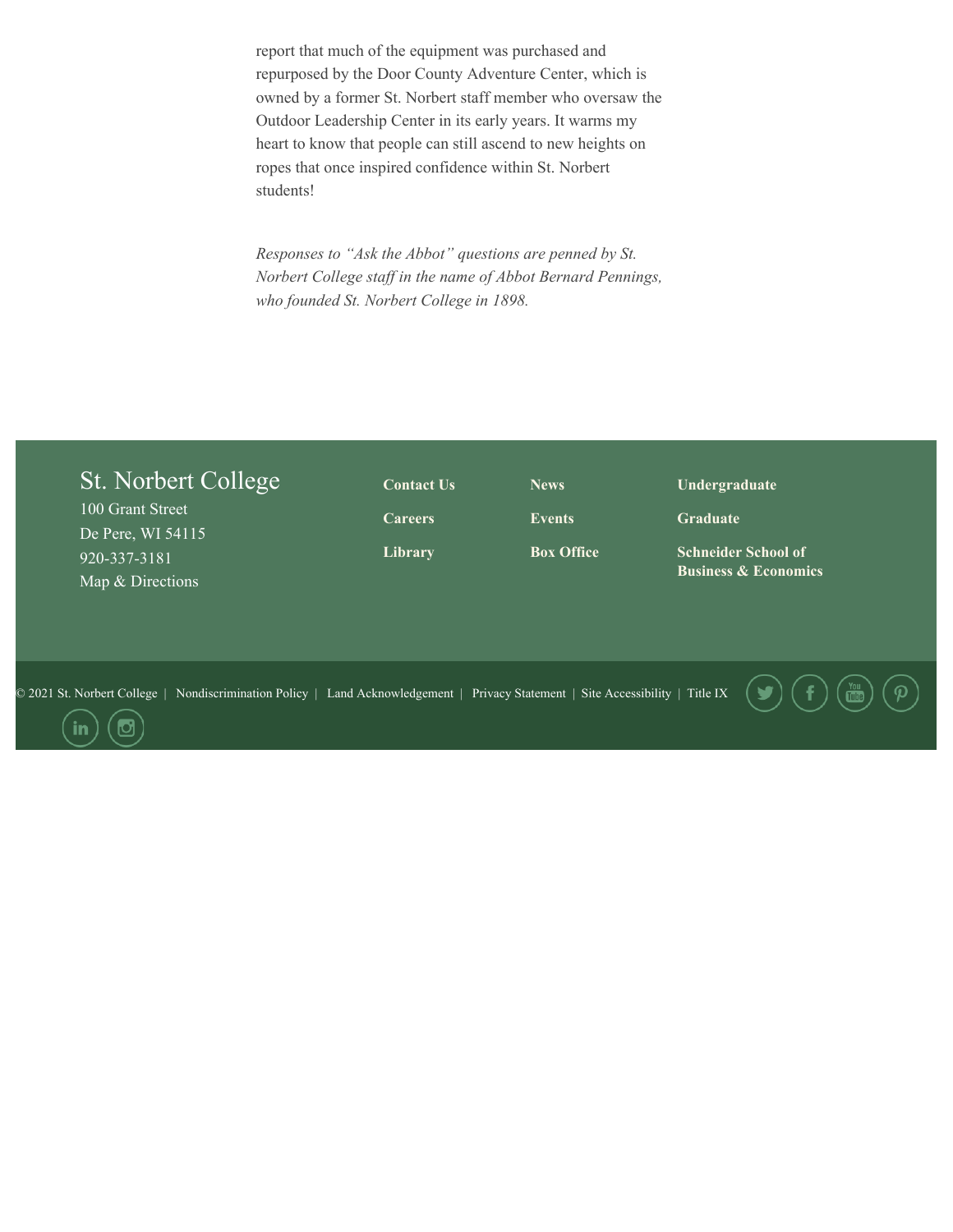report that much of the equipment was purchased and repurposed by the Door County Adventure Center, which is owned by a former St. Norbert staff member who oversaw the Outdoor Leadership Center in its early years. It warms my heart to know that people can still ascend to new heights on ropes that once inspired confidence within St. Norbert students!

*Responses to "Ask the Abbot" questions are penned by St. Norbert College staff in the name of Abbot Bernard Pennings, who founded St. Norbert College in 1898.*

St. Norbert College

100 Grant Street
De Pere, WI 54115
920-337-3181
Map & Directions

**Contact Us**
**Careers**
**Library**

**News**
**Events**
**Box Office**

**Undergraduate**
**Graduate**
**Schneider School of Business & Economics**

© 2021 St. Norbert College | Nondiscrimination Policy | Land Acknowledgement | Privacy Statement | Site Accessibility | Title IX